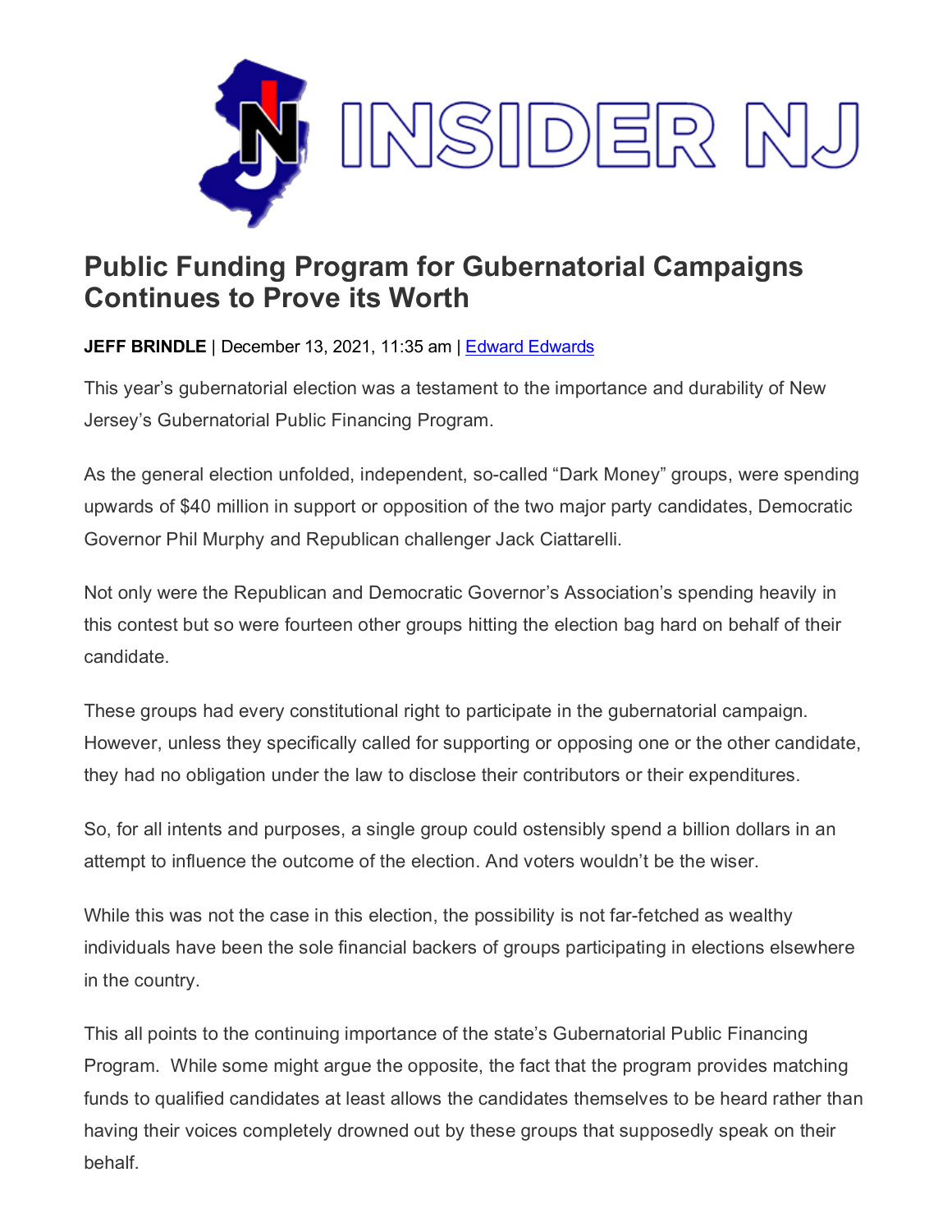INSIDER NJ

# Public Funding Program for Gubernatorial Campaigns Continues to Prove its Worth

**JEFF BRINDLE** | December 13, 2021, 11:35 am | Edward Edwards

This year's gubernatorial election was a testament to the importance and durability of New Jersey's Gubernatorial Public Financing Program.

As the general election unfolded, independent, so-called "Dark Money" groups, were spending upwards of $40 million in support or opposition of the two major party candidates, Democratic Governor Phil Murphy and Republican challenger Jack Ciattarelli.

Not only were the Republican and Democratic Governor's Association's spending heavily in this contest but so were fourteen other groups hitting the election bag hard on behalf of their candidate.

These groups had every constitutional right to participate in the gubernatorial campaign. However, unless they specifically called for supporting or opposing one or the other candidate, they had no obligation under the law to disclose their contributors or their expenditures.

So, for all intents and purposes, a single group could ostensibly spend a billion dollars in an attempt to influence the outcome of the election. And voters wouldn't be the wiser.

While this was not the case in this election, the possibility is not far-fetched as wealthy individuals have been the sole financial backers of groups participating in elections elsewhere in the country.

This all points to the continuing importance of the state's Gubernatorial Public Financing Program. While some might argue the opposite, the fact that the program provides matching funds to qualified candidates at least allows the candidates themselves to be heard rather than having their voices completely drowned out by these groups that supposedly speak on their behalf.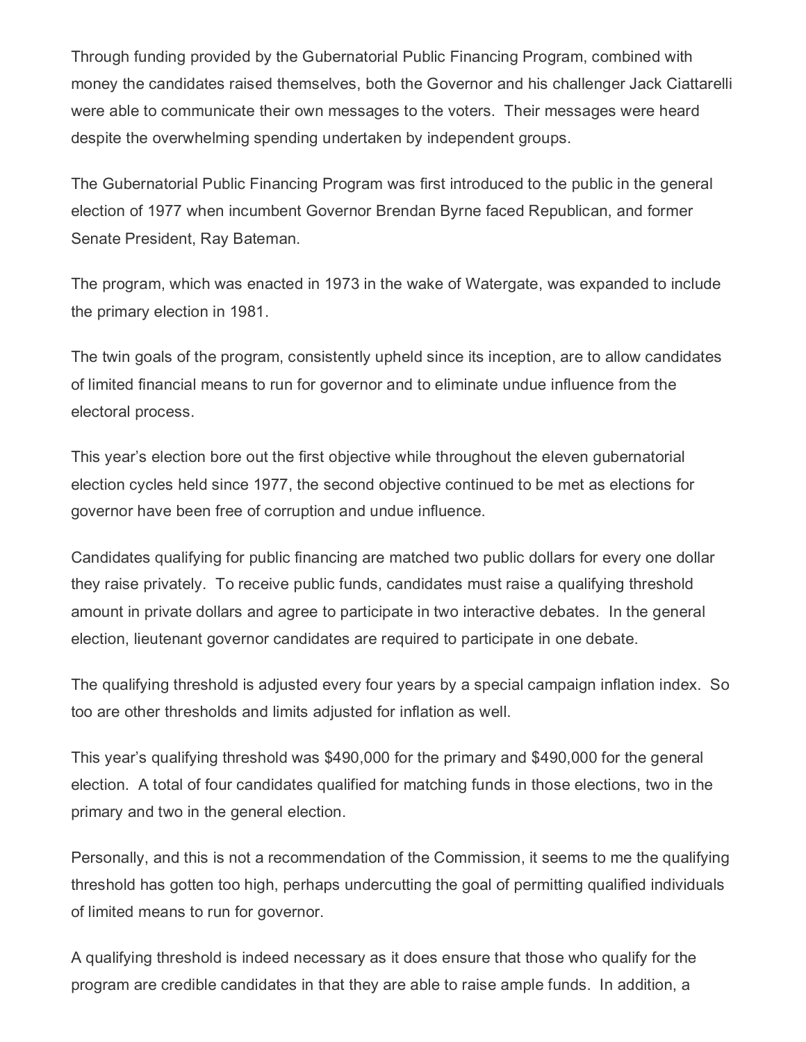Through funding provided by the Gubernatorial Public Financing Program, combined with money the candidates raised themselves, both the Governor and his challenger Jack Ciattarelli were able to communicate their own messages to the voters. Their messages were heard despite the overwhelming spending undertaken by independent groups.

The Gubernatorial Public Financing Program was first introduced to the public in the general election of 1977 when incumbent Governor Brendan Byrne faced Republican, and former Senate President, Ray Bateman.

The program, which was enacted in 1973 in the wake of Watergate, was expanded to include the primary election in 1981.

The twin goals of the program, consistently upheld since its inception, are to allow candidates of limited financial means to run for governor and to eliminate undue influence from the electoral process.

This year's election bore out the first objective while throughout the eleven gubernatorial election cycles held since 1977, the second objective continued to be met as elections for governor have been free of corruption and undue influence.

Candidates qualifying for public financing are matched two public dollars for every one dollar they raise privately. To receive public funds, candidates must raise a qualifying threshold amount in private dollars and agree to participate in two interactive debates. In the general election, lieutenant governor candidates are required to participate in one debate.

The qualifying threshold is adjusted every four years by a special campaign inflation index. So too are other thresholds and limits adjusted for inflation as well.

This year's qualifying threshold was $490,000 for the primary and $490,000 for the general election. A total of four candidates qualified for matching funds in those elections, two in the primary and two in the general election.

Personally, and this is not a recommendation of the Commission, it seems to me the qualifying threshold has gotten too high, perhaps undercutting the goal of permitting qualified individuals of limited means to run for governor.

A qualifying threshold is indeed necessary as it does ensure that those who qualify for the program are credible candidates in that they are able to raise ample funds. In addition, a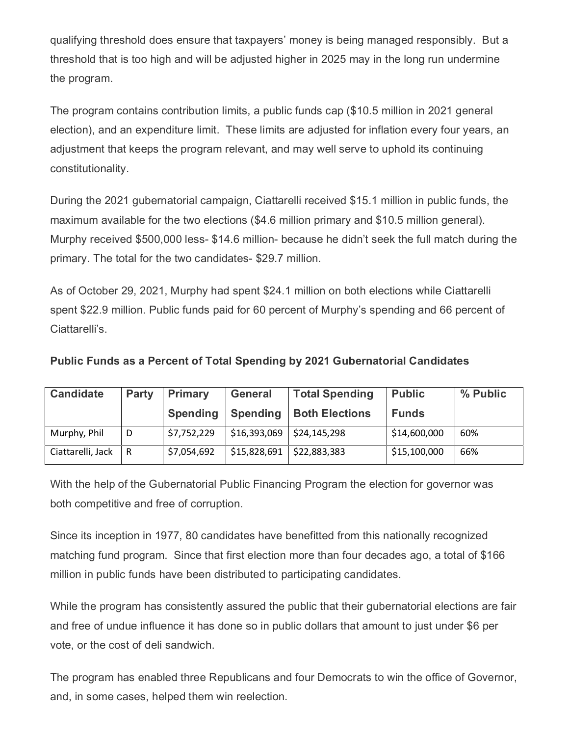qualifying threshold does ensure that taxpayers' money is being managed responsibly. But a threshold that is too high and will be adjusted higher in 2025 may in the long run undermine the program.

The program contains contribution limits, a public funds cap ($10.5 million in 2021 general election), and an expenditure limit. These limits are adjusted for inflation every four years, an adjustment that keeps the program relevant, and may well serve to uphold its continuing constitutionality.

During the 2021 gubernatorial campaign, Ciattarelli received $15.1 million in public funds, the maximum available for the two elections ($4.6 million primary and $10.5 million general). Murphy received $500,000 less- $14.6 million- because he didn't seek the full match during the primary. The total for the two candidates- $29.7 million.

As of October 29, 2021, Murphy had spent $24.1 million on both elections while Ciattarelli spent $22.9 million. Public funds paid for 60 percent of Murphy's spending and 66 percent of Ciattarelli's.

**Public Funds as a Percent of Total Spending by 2021 Gubernatorial Candidates**

| Candidate | Party | Primary Spending | General Spending | Total Spending Both Elections | Public Funds | % Public |
|---|---|---|---|---|---|---|
| Murphy, Phil | D | $7,752,229 | $16,393,069 | $24,145,298 | $14,600,000 | 60% |
| Ciattarelli, Jack | R | $7,054,692 | $15,828,691 | $22,883,383 | $15,100,000 | 66% |

With the help of the Gubernatorial Public Financing Program the election for governor was both competitive and free of corruption.

Since its inception in 1977, 80 candidates have benefitted from this nationally recognized matching fund program. Since that first election more than four decades ago, a total of $166 million in public funds have been distributed to participating candidates.

While the program has consistently assured the public that their gubernatorial elections are fair and free of undue influence it has done so in public dollars that amount to just under $6 per vote, or the cost of deli sandwich.

The program has enabled three Republicans and four Democrats to win the office of Governor, and, in some cases, helped them win reelection.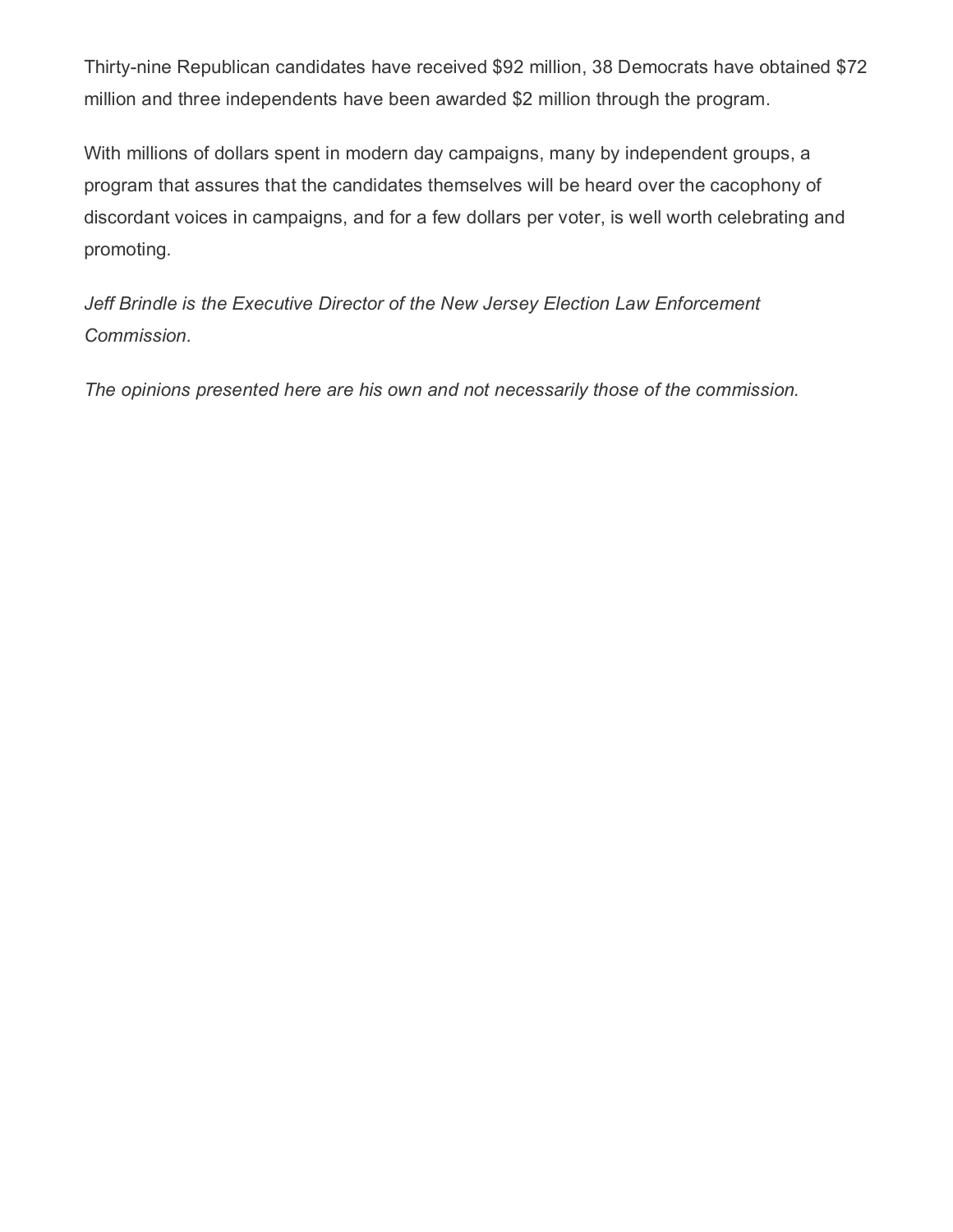Thirty-nine Republican candidates have received $92 million, 38 Democrats have obtained $72 million and three independents have been awarded $2 million through the program.

With millions of dollars spent in modern day campaigns, many by independent groups, a program that assures that the candidates themselves will be heard over the cacophony of discordant voices in campaigns, and for a few dollars per voter, is well worth celebrating and promoting.

*Jeff Brindle is the Executive Director of the New Jersey Election Law Enforcement Commission.*

*The opinions presented here are his own and not necessarily those of the commission.*